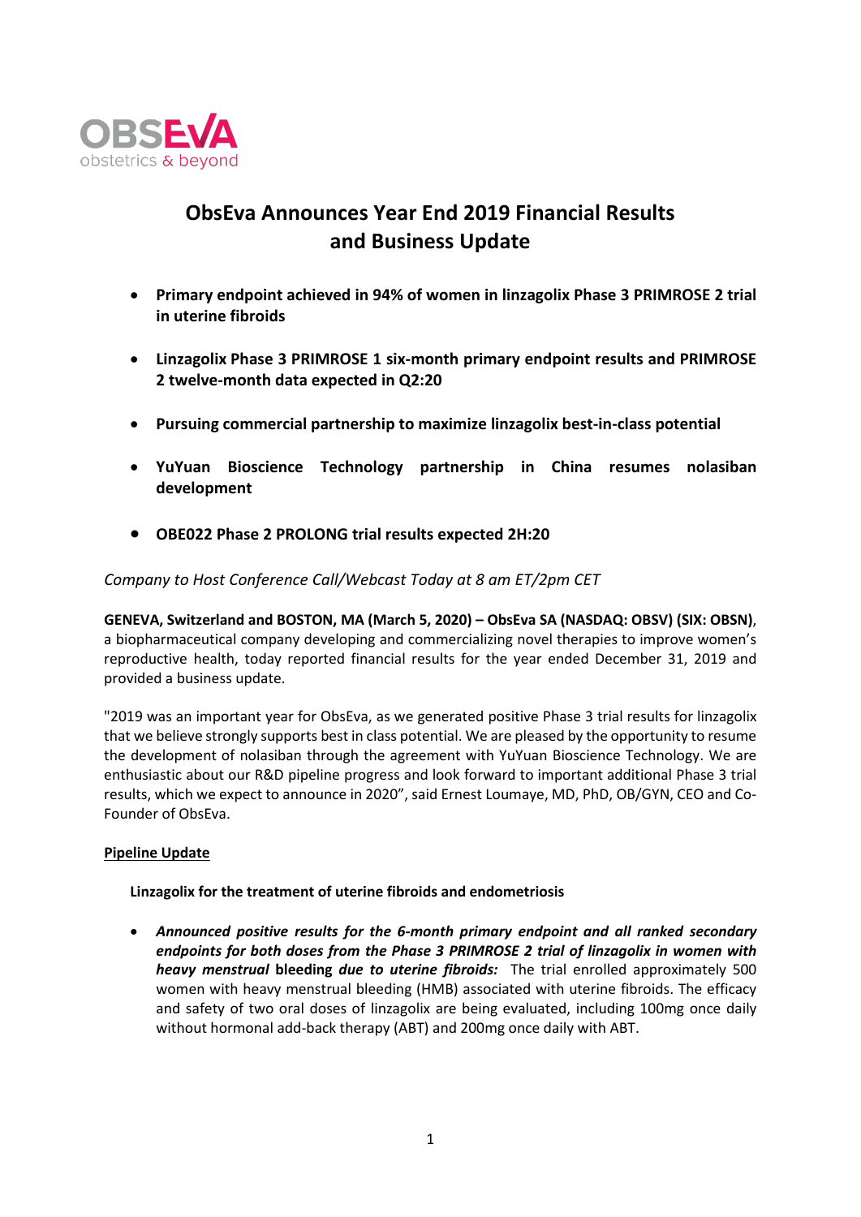OBSEVA
obstetrics & beyond

# ObsEva Announces Year End 2019 Financial Results and Business Update

- **Primary endpoint achieved in 94% of women in linzagolix Phase 3 PRIMROSE 2 trial in uterine fibroids**
- **Linzagolix Phase 3 PRIMROSE 1 six-month primary endpoint results and PRIMROSE 2 twelve-month data expected in Q2:20**
- **Pursuing commercial partnership to maximize linzagolix best-in-class potential**
- **YuYuan Bioscience Technology partnership in China resumes nolasiban development**
- **OBE022 Phase 2 PROLONG trial results expected 2H:20**

*Company to Host Conference Call/Webcast Today at 8 am ET/2pm CET*

**GENEVA, Switzerland and BOSTON, MA (March 5, 2020) – ObsEva SA (NASDAQ: OBSV) (SIX: OBSN)**, a biopharmaceutical company developing and commercializing novel therapies to improve women's reproductive health, today reported financial results for the year ended December 31, 2019 and provided a business update.

"2019 was an important year for ObsEva, as we generated positive Phase 3 trial results for linzagolix that we believe strongly supports best in class potential. We are pleased by the opportunity to resume the development of nolasiban through the agreement with YuYuan Bioscience Technology. We are enthusiastic about our R&D pipeline progress and look forward to important additional Phase 3 trial results, which we expect to announce in 2020", said Ernest Loumaye, MD, PhD, OB/GYN, CEO and Co-Founder of ObsEva.

## Pipeline Update

### Linzagolix for the treatment of uterine fibroids and endometriosis

- ***Announced positive results for the 6-month primary endpoint and all ranked secondary endpoints for both doses from the Phase 3 PRIMROSE 2 trial of linzagolix in women with heavy menstrual* bleeding *due to uterine fibroids:*** The trial enrolled approximately 500 women with heavy menstrual bleeding (HMB) associated with uterine fibroids. The efficacy and safety of two oral doses of linzagolix are being evaluated, including 100mg once daily without hormonal add-back therapy (ABT) and 200mg once daily with ABT.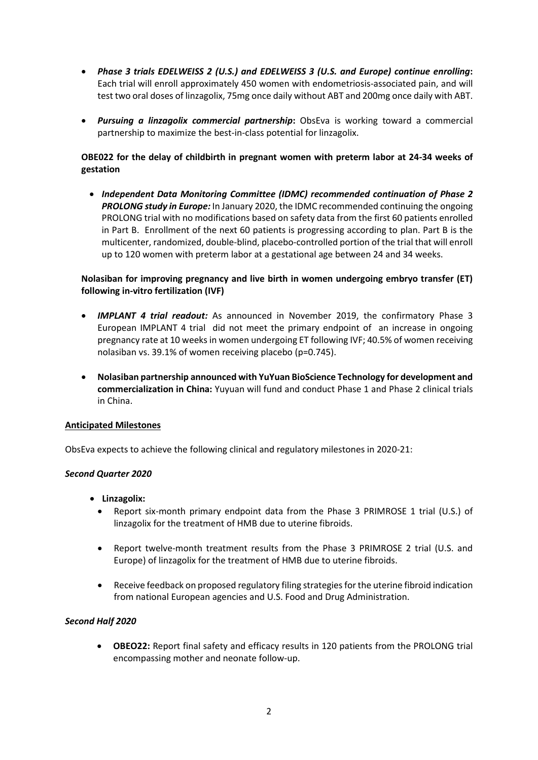- ***Phase 3 trials EDELWEISS 2 (U.S.) and EDELWEISS 3 (U.S. and Europe) continue enrolling*:** Each trial will enroll approximately 450 women with endometriosis-associated pain, and will test two oral doses of linzagolix, 75mg once daily without ABT and 200mg once daily with ABT.

- ***Pursuing a linzagolix commercial partnership*:** ObsEva is working toward a commercial partnership to maximize the best-in-class potential for linzagolix.

**OBE022 for the delay of childbirth in pregnant women with preterm labor at 24-34 weeks of gestation**

- ***Independent Data Monitoring Committee (IDMC) recommended continuation of Phase 2 PROLONG study in Europe:*** In January 2020, the IDMC recommended continuing the ongoing PROLONG trial with no modifications based on safety data from the first 60 patients enrolled in Part B. Enrollment of the next 60 patients is progressing according to plan. Part B is the multicenter, randomized, double-blind, placebo-controlled portion of the trial that will enroll up to 120 women with preterm labor at a gestational age between 24 and 34 weeks.

**Nolasiban for improving pregnancy and live birth in women undergoing embryo transfer (ET) following in-vitro fertilization (IVF)**

- ***IMPLANT 4 trial readout:*** As announced in November 2019, the confirmatory Phase 3 European IMPLANT 4 trial did not meet the primary endpoint of an increase in ongoing pregnancy rate at 10 weeks in women undergoing ET following IVF; 40.5% of women receiving nolasiban vs. 39.1% of women receiving placebo (p=0.745).

- **Nolasiban partnership announced with YuYuan BioScience Technology for development and commercialization in China:** Yuyuan will fund and conduct Phase 1 and Phase 2 clinical trials in China.

**Anticipated Milestones**

ObsEva expects to achieve the following clinical and regulatory milestones in 2020-21:

***Second Quarter 2020***

- **Linzagolix:**
  - Report six-month primary endpoint data from the Phase 3 PRIMROSE 1 trial (U.S.) of linzagolix for the treatment of HMB due to uterine fibroids.
  - Report twelve-month treatment results from the Phase 3 PRIMROSE 2 trial (U.S. and Europe) of linzagolix for the treatment of HMB due to uterine fibroids.
  - Receive feedback on proposed regulatory filing strategies for the uterine fibroid indication from national European agencies and U.S. Food and Drug Administration.

***Second Half 2020***

- **OBEO22:** Report final safety and efficacy results in 120 patients from the PROLONG trial encompassing mother and neonate follow-up.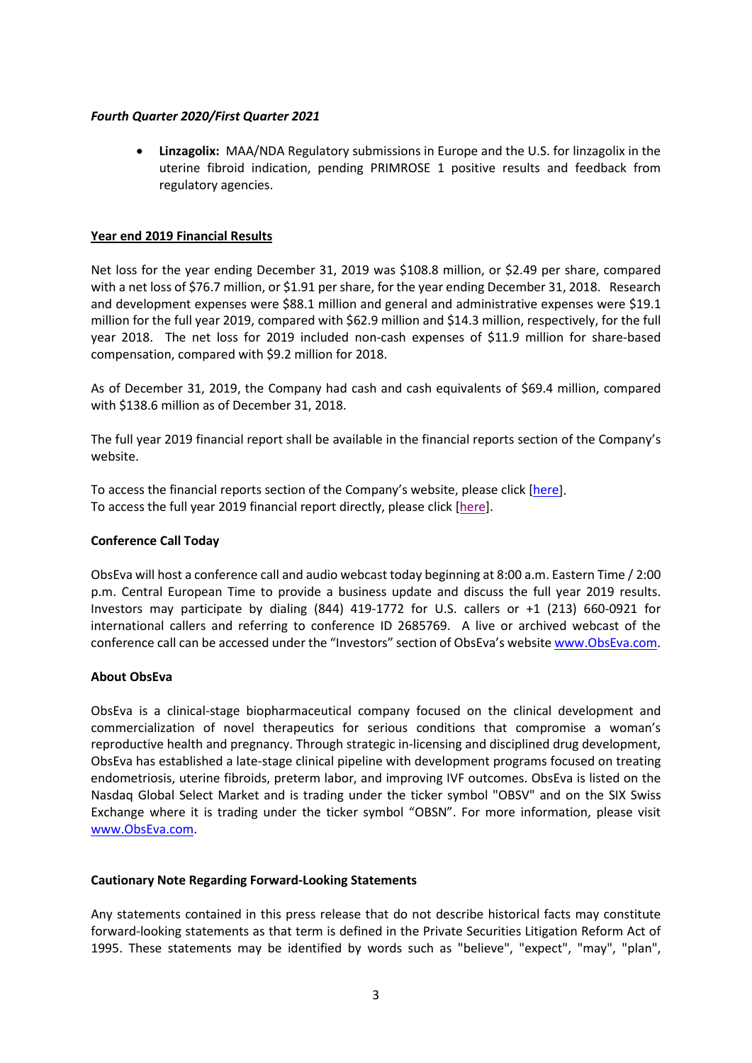***Fourth Quarter 2020/First Quarter 2021***

- **Linzagolix:** MAA/NDA Regulatory submissions in Europe and the U.S. for linzagolix in the uterine fibroid indication, pending PRIMROSE 1 positive results and feedback from regulatory agencies.

**Year end 2019 Financial Results**

Net loss for the year ending December 31, 2019 was $108.8 million, or $2.49 per share, compared with a net loss of $76.7 million, or $1.91 per share, for the year ending December 31, 2018. Research and development expenses were $88.1 million and general and administrative expenses were $19.1 million for the full year 2019, compared with $62.9 million and $14.3 million, respectively, for the full year 2018. The net loss for 2019 included non-cash expenses of $11.9 million for share-based compensation, compared with $9.2 million for 2018.

As of December 31, 2019, the Company had cash and cash equivalents of $69.4 million, compared with $138.6 million as of December 31, 2018.

The full year 2019 financial report shall be available in the financial reports section of the Company's website.

To access the financial reports section of the Company's website, please click [here].
To access the full year 2019 financial report directly, please click [here].

**Conference Call Today**

ObsEva will host a conference call and audio webcast today beginning at 8:00 a.m. Eastern Time / 2:00 p.m. Central European Time to provide a business update and discuss the full year 2019 results. Investors may participate by dialing (844) 419-1772 for U.S. callers or +1 (213) 660-0921 for international callers and referring to conference ID 2685769. A live or archived webcast of the conference call can be accessed under the "Investors" section of ObsEva's website www.ObsEva.com.

**About ObsEva**

ObsEva is a clinical-stage biopharmaceutical company focused on the clinical development and commercialization of novel therapeutics for serious conditions that compromise a woman's reproductive health and pregnancy. Through strategic in-licensing and disciplined drug development, ObsEva has established a late-stage clinical pipeline with development programs focused on treating endometriosis, uterine fibroids, preterm labor, and improving IVF outcomes. ObsEva is listed on the Nasdaq Global Select Market and is trading under the ticker symbol "OBSV" and on the SIX Swiss Exchange where it is trading under the ticker symbol "OBSN". For more information, please visit www.ObsEva.com.

**Cautionary Note Regarding Forward-Looking Statements**

Any statements contained in this press release that do not describe historical facts may constitute forward-looking statements as that term is defined in the Private Securities Litigation Reform Act of 1995. These statements may be identified by words such as "believe", "expect", "may", "plan",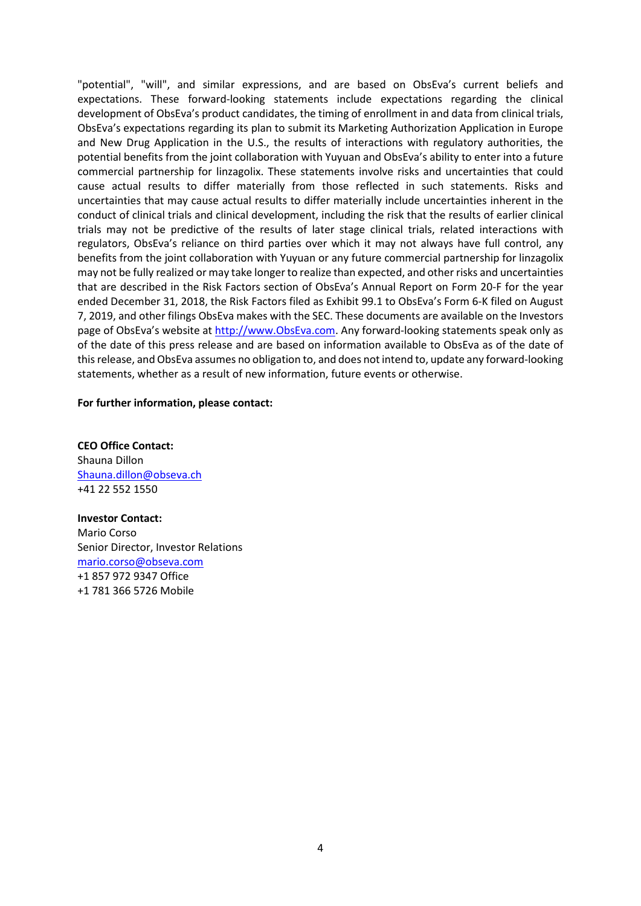"potential", "will", and similar expressions, and are based on ObsEva's current beliefs and expectations. These forward-looking statements include expectations regarding the clinical development of ObsEva's product candidates, the timing of enrollment in and data from clinical trials, ObsEva's expectations regarding its plan to submit its Marketing Authorization Application in Europe and New Drug Application in the U.S., the results of interactions with regulatory authorities, the potential benefits from the joint collaboration with Yuyuan and ObsEva's ability to enter into a future commercial partnership for linzagolix. These statements involve risks and uncertainties that could cause actual results to differ materially from those reflected in such statements. Risks and uncertainties that may cause actual results to differ materially include uncertainties inherent in the conduct of clinical trials and clinical development, including the risk that the results of earlier clinical trials may not be predictive of the results of later stage clinical trials, related interactions with regulators, ObsEva's reliance on third parties over which it may not always have full control, any benefits from the joint collaboration with Yuyuan or any future commercial partnership for linzagolix may not be fully realized or may take longer to realize than expected, and other risks and uncertainties that are described in the Risk Factors section of ObsEva's Annual Report on Form 20-F for the year ended December 31, 2018, the Risk Factors filed as Exhibit 99.1 to ObsEva's Form 6-K filed on August 7, 2019, and other filings ObsEva makes with the SEC. These documents are available on the Investors page of ObsEva's website at http://www.ObsEva.com. Any forward-looking statements speak only as of the date of this press release and are based on information available to ObsEva as of the date of this release, and ObsEva assumes no obligation to, and does not intend to, update any forward-looking statements, whether as a result of new information, future events or otherwise.

**For further information, please contact:**

**CEO Office Contact:**
Shauna Dillon
Shauna.dillon@obseva.ch
+41 22 552 1550

**Investor Contact:**
Mario Corso
Senior Director, Investor Relations
mario.corso@obseva.com
+1 857 972 9347 Office
+1 781 366 5726 Mobile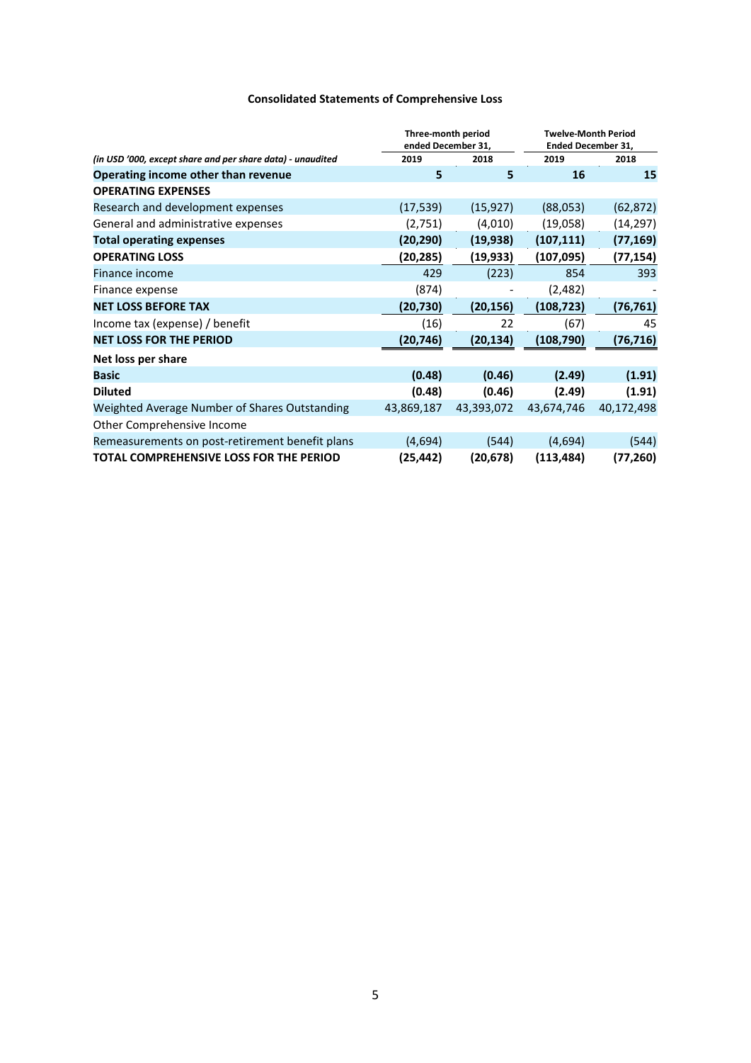### Consolidated Statements of Comprehensive Loss

| *(in USD '000, except share and per share data) - unaudited* | Three-month period ended December 31, 2019 | Three-month period ended December 31, 2018 | Twelve-Month Period Ended December 31, 2019 | Twelve-Month Period Ended December 31, 2018 |
|---|---|---|---|---|
| **Operating income other than revenue** | **5** | **5** | **16** | **15** |
| **OPERATING EXPENSES** | | | | |
| Research and development expenses | (17,539) | (15,927) | (88,053) | (62,872) |
| General and administrative expenses | (2,751) | (4,010) | (19,058) | (14,297) |
| **Total operating expenses** | **(20,290)** | **(19,938)** | **(107,111)** | **(77,169)** |
| **OPERATING LOSS** | **(20,285)** | **(19,933)** | **(107,095)** | **(77,154)** |
| Finance income | 429 | (223) | 854 | 393 |
| Finance expense | (874) | - | (2,482) | - |
| **NET LOSS BEFORE TAX** | **(20,730)** | **(20,156)** | **(108,723)** | **(76,761)** |
| Income tax (expense) / benefit | (16) | 22 | (67) | 45 |
| **NET LOSS FOR THE PERIOD** | **(20,746)** | **(20,134)** | **(108,790)** | **(76,716)** |
| **Net loss per share** | | | | |
| **Basic** | **(0.48)** | **(0.46)** | **(2.49)** | **(1.91)** |
| **Diluted** | **(0.48)** | **(0.46)** | **(2.49)** | **(1.91)** |
| Weighted Average Number of Shares Outstanding | 43,869,187 | 43,393,072 | 43,674,746 | 40,172,498 |
| Other Comprehensive Income | | | | |
| Remeasurements on post-retirement benefit plans | (4,694) | (544) | (4,694) | (544) |
| **TOTAL COMPREHENSIVE LOSS FOR THE PERIOD** | **(25,442)** | **(20,678)** | **(113,484)** | **(77,260)** |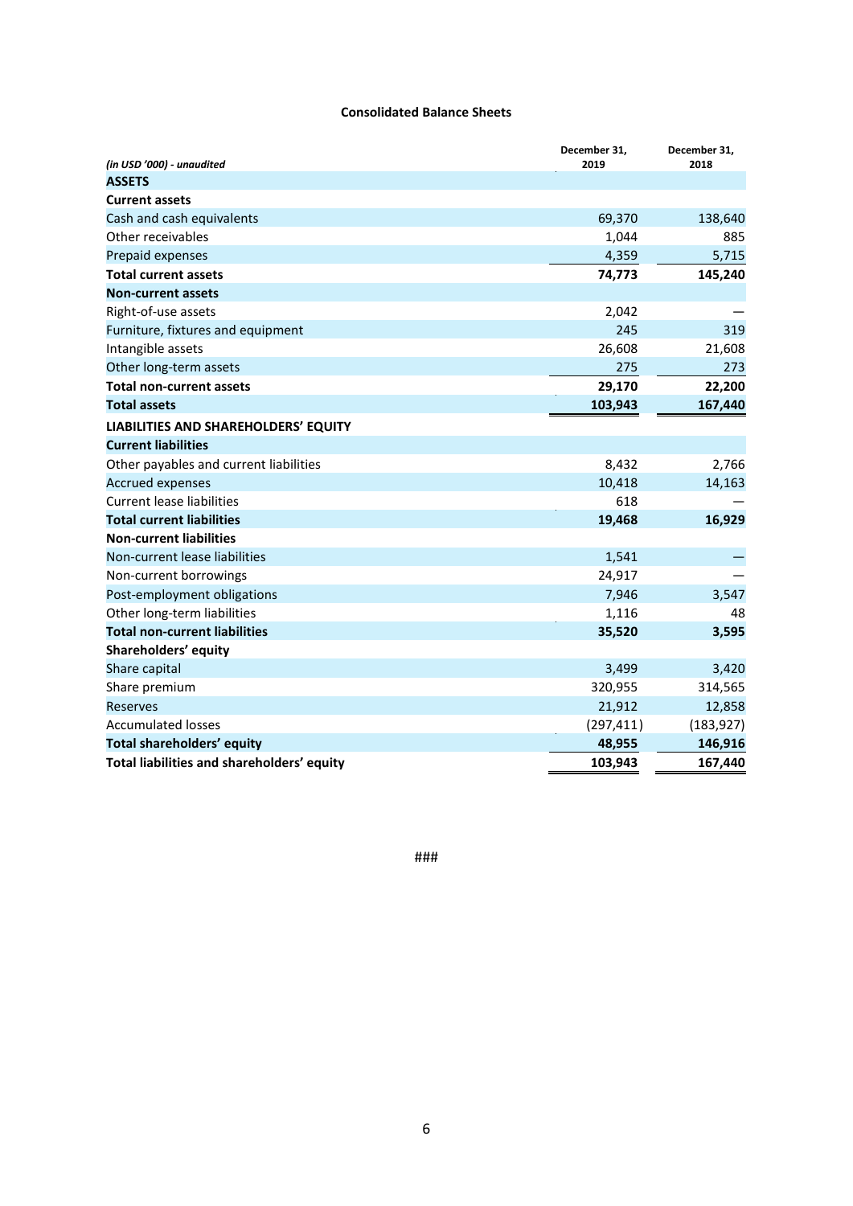## Consolidated Balance Sheets

| *(in USD '000) - unaudited* | December 31, 2019 | December 31, 2018 |
|---|---|---|
| **ASSETS** | | |
| **Current assets** | | |
| Cash and cash equivalents | 69,370 | 138,640 |
| Other receivables | 1,044 | 885 |
| Prepaid expenses | 4,359 | 5,715 |
| **Total current assets** | **74,773** | **145,240** |
| **Non-current assets** | | |
| Right-of-use assets | 2,042 | — |
| Furniture, fixtures and equipment | 245 | 319 |
| Intangible assets | 26,608 | 21,608 |
| Other long-term assets | 275 | 273 |
| **Total non-current assets** | **29,170** | **22,200** |
| **Total assets** | **103,943** | **167,440** |
| **LIABILITIES AND SHAREHOLDERS' EQUITY** | | |
| **Current liabilities** | | |
| Other payables and current liabilities | 8,432 | 2,766 |
| Accrued expenses | 10,418 | 14,163 |
| Current lease liabilities | 618 | — |
| **Total current liabilities** | **19,468** | **16,929** |
| **Non-current liabilities** | | |
| Non-current lease liabilities | 1,541 | — |
| Non-current borrowings | 24,917 | — |
| Post-employment obligations | 7,946 | 3,547 |
| Other long-term liabilities | 1,116 | 48 |
| **Total non-current liabilities** | **35,520** | **3,595** |
| **Shareholders' equity** | | |
| Share capital | 3,499 | 3,420 |
| Share premium | 320,955 | 314,565 |
| Reserves | 21,912 | 12,858 |
| Accumulated losses | (297,411) | (183,927) |
| **Total shareholders' equity** | **48,955** | **146,916** |
| **Total liabilities and shareholders' equity** | **103,943** | **167,440** |

###